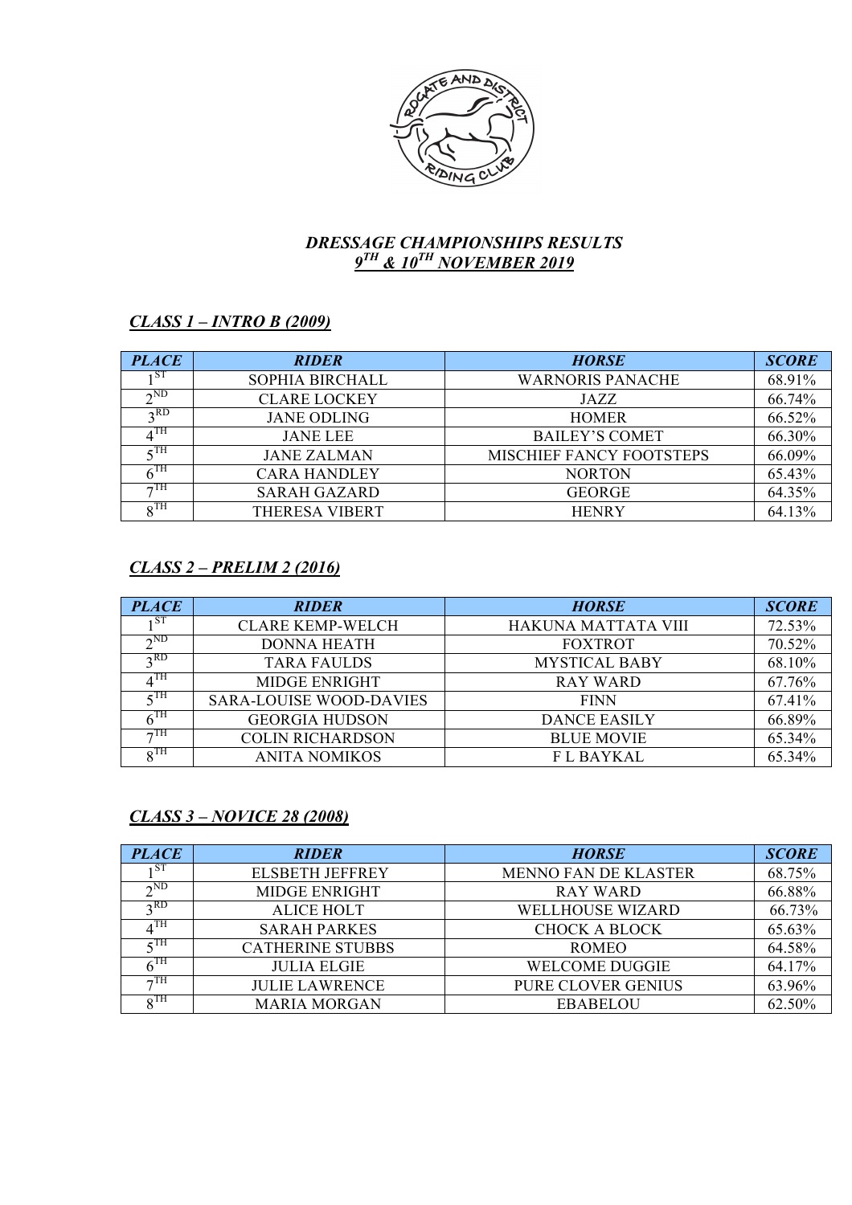## *DRESSAGE CHAMPIONSHIPS RESULTS*
## *9TH & 10TH NOVEMBER 2019*

### *CLASS 1 – INTRO B (2009)*

| *PLACE* | *RIDER* | *HORSE* | *SCORE* |
|---|---|---|---|
| 1ST | SOPHIA BIRCHALL | WARNORIS PANACHE | 68.91% |
| 2ND | CLARE LOCKEY | JAZZ | 66.74% |
| 3RD | JANE ODLING | HOMER | 66.52% |
| 4TH | JANE LEE | BAILEY'S COMET | 66.30% |
| 5TH | JANE ZALMAN | MISCHIEF FANCY FOOTSTEPS | 66.09% |
| 6TH | CARA HANDLEY | NORTON | 65.43% |
| 7TH | SARAH GAZARD | GEORGE | 64.35% |
| 8TH | THERESA VIBERT | HENRY | 64.13% |

### *CLASS 2 – PRELIM 2 (2016)*

| *PLACE* | *RIDER* | *HORSE* | *SCORE* |
|---|---|---|---|
| 1ST | CLARE KEMP-WELCH | HAKUNA MATTATA VIII | 72.53% |
| 2ND | DONNA HEATH | FOXTROT | 70.52% |
| 3RD | TARA FAULDS | MYSTICAL BABY | 68.10% |
| 4TH | MIDGE ENRIGHT | RAY WARD | 67.76% |
| 5TH | SARA-LOUISE WOOD-DAVIES | FINN | 67.41% |
| 6TH | GEORGIA HUDSON | DANCE EASILY | 66.89% |
| 7TH | COLIN RICHARDSON | BLUE MOVIE | 65.34% |
| 8TH | ANITA NOMIKOS | F L BAYKAL | 65.34% |

### *CLASS 3 – NOVICE 28 (2008)*

| *PLACE* | *RIDER* | *HORSE* | *SCORE* |
|---|---|---|---|
| 1ST | ELSBETH JEFFREY | MENNO FAN DE KLASTER | 68.75% |
| 2ND | MIDGE ENRIGHT | RAY WARD | 66.88% |
| 3RD | ALICE HOLT | WELLHOUSE WIZARD | 66.73% |
| 4TH | SARAH PARKES | CHOCK A BLOCK | 65.63% |
| 5TH | CATHERINE STUBBS | ROMEO | 64.58% |
| 6TH | JULIA ELGIE | WELCOME DUGGIE | 64.17% |
| 7TH | JULIE LAWRENCE | PURE CLOVER GENIUS | 63.96% |
| 8TH | MARIA MORGAN | EBABELOU | 62.50% |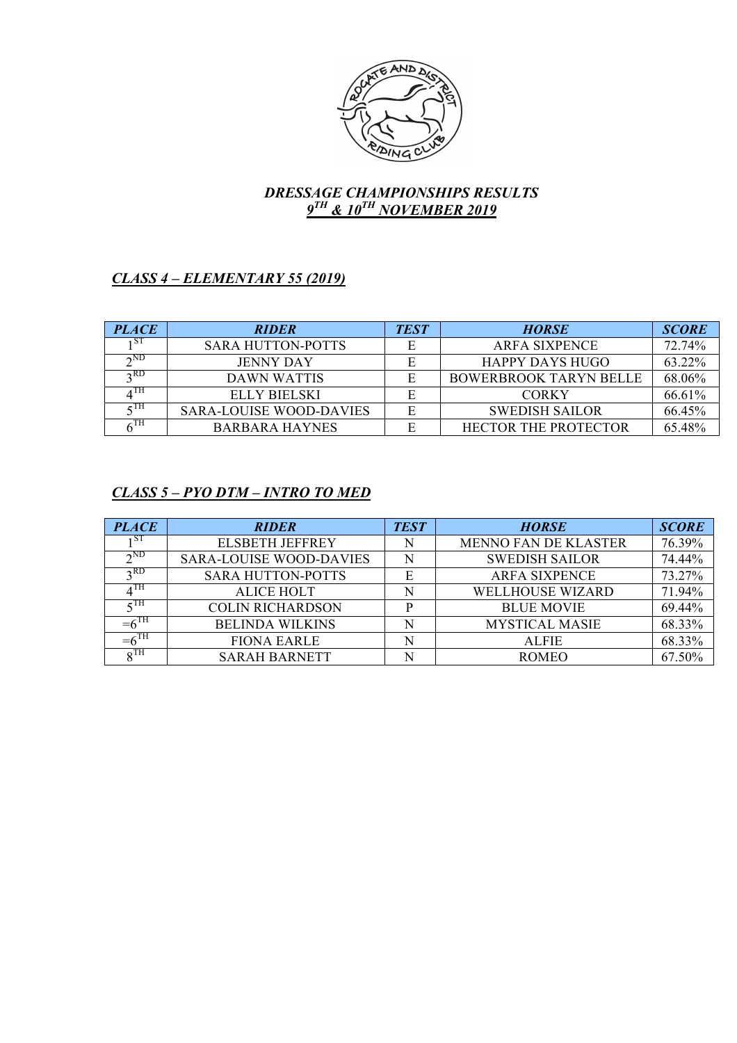*DRESSAGE CHAMPIONSHIPS RESULTS*
***9TH & 10TH NOVEMBER 2019***

## *CLASS 4 – ELEMENTARY 55 (2019)*

| PLACE | RIDER | TEST | HORSE | SCORE |
|---|---|---|---|---|
| 1ST | SARA HUTTON-POTTS | E | ARFA SIXPENCE | 72.74% |
| 2ND | JENNY DAY | E | HAPPY DAYS HUGO | 63.22% |
| 3RD | DAWN WATTIS | E | BOWERBROOK TARYN BELLE | 68.06% |
| 4TH | ELLY BIELSKI | E | CORKY | 66.61% |
| 5TH | SARA-LOUISE WOOD-DAVIES | E | SWEDISH SAILOR | 66.45% |
| 6TH | BARBARA HAYNES | E | HECTOR THE PROTECTOR | 65.48% |

## *CLASS 5 – PYO DTM – INTRO TO MED*

| PLACE | RIDER | TEST | HORSE | SCORE |
|---|---|---|---|---|
| 1ST | ELSBETH JEFFREY | N | MENNO FAN DE KLASTER | 76.39% |
| 2ND | SARA-LOUISE WOOD-DAVIES | N | SWEDISH SAILOR | 74.44% |
| 3RD | SARA HUTTON-POTTS | E | ARFA SIXPENCE | 73.27% |
| 4TH | ALICE HOLT | N | WELLHOUSE WIZARD | 71.94% |
| 5TH | COLIN RICHARDSON | P | BLUE MOVIE | 69.44% |
| =6TH | BELINDA WILKINS | N | MYSTICAL MASIE | 68.33% |
| =6TH | FIONA EARLE | N | ALFIE | 68.33% |
| 8TH | SARAH BARNETT | N | ROMEO | 67.50% |